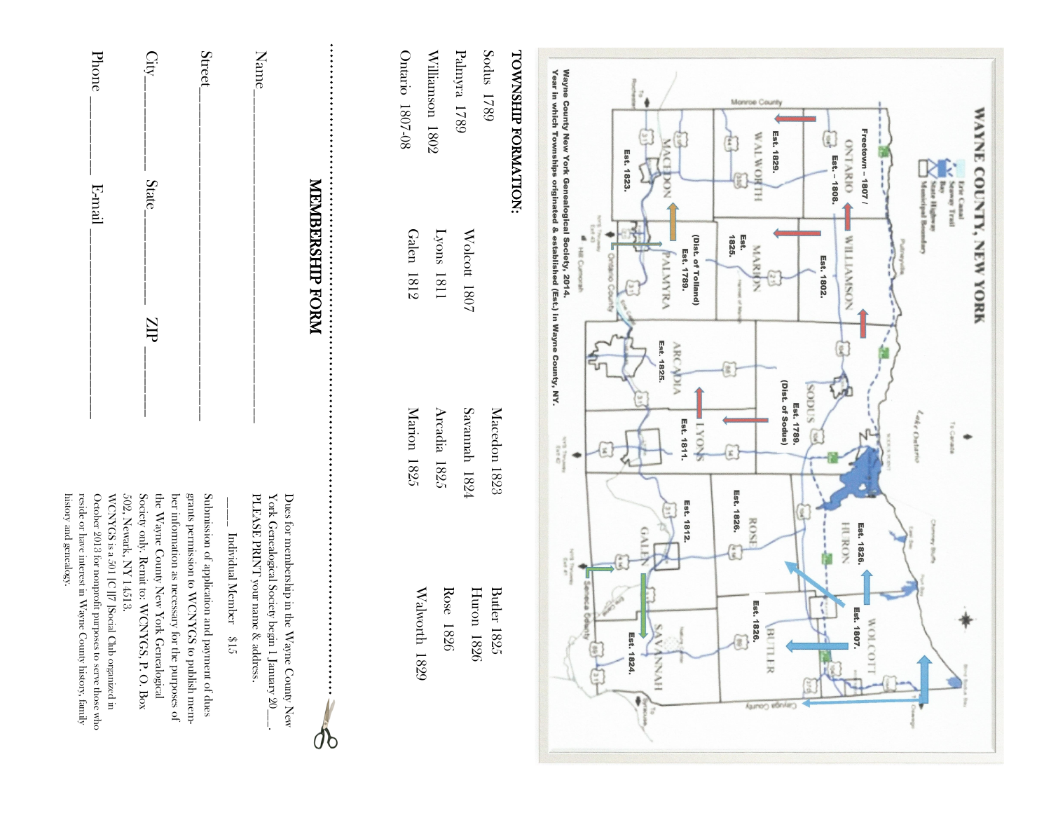# WAYNE COUNTY, NEW YORK

Erie Canal
Seaway Trail
Bay
State Highway
Municipal Boundary

Lake Ontario

Freetown - 1807 / ONTARIO Est. - 1808.

WILLIAMSON Est. 1802.

SODUS Est. 1789. (Dist. of Sodus)

HURON Est. 1826.

WOLCOTT Est. 1807.

WALWORTH Est. 1829.

MARION Est. 1825.

LYONS Est. 1811.

ROSE Est. 1826.

BUTLER Est. 1826.

MACEDON Est. 1823.

PALMYRA (Dist. of Tolland) Est. 1789.

ARCADIA Est. 1825.

GALEN Est. 1812.

SAVANNAH Est. 1824.

Monroe County

Ontario County

Seneca County

Cayuga County

Wayne County New York Genealogical Society, 2014.
Year in which Townships originated & established (Est.) in Wayne County, NY.

## TOWNSHIP FORMATION:

| | | | |
|---|---|---|---|
| Sodus 1789 | Wolcott 1807 | Macedon 1823 | Butler 1825 |
| Palmyra 1789 | Lyons 1811 | Savannah 1824 | Huron 1826 |
| Williamson 1802 | Galen 1812 | Arcadia 1825 | Rose 1826 |
| Ontario 1807-08 | | Marion 1825 | Walworth 1829 |

## MEMBERSHIP FORM

Name_______________________________

Street_______________________________

City__________ State__________ ZIP __________

Phone __________ E-mail ____________________

Dues for membership in the Wayne County New York Genealogical Society begin 1 January 20___. PLEASE PRINT your name & address.

____ Individual Member $15

Submission of application and payment of dues grants permission to WCNYGS to publish member information as necessary for the purposes of the Wayne County New York Genealogical Society only. Remit to: WCNYGS, P. O. Box 502, Newark, NY 14513.

WCNYGS is a 501 [C ]7 [Social Club organized in October 2013 for nonprofit purposes to serve those who reside or have interest in Wayne County history, family history and genealogy.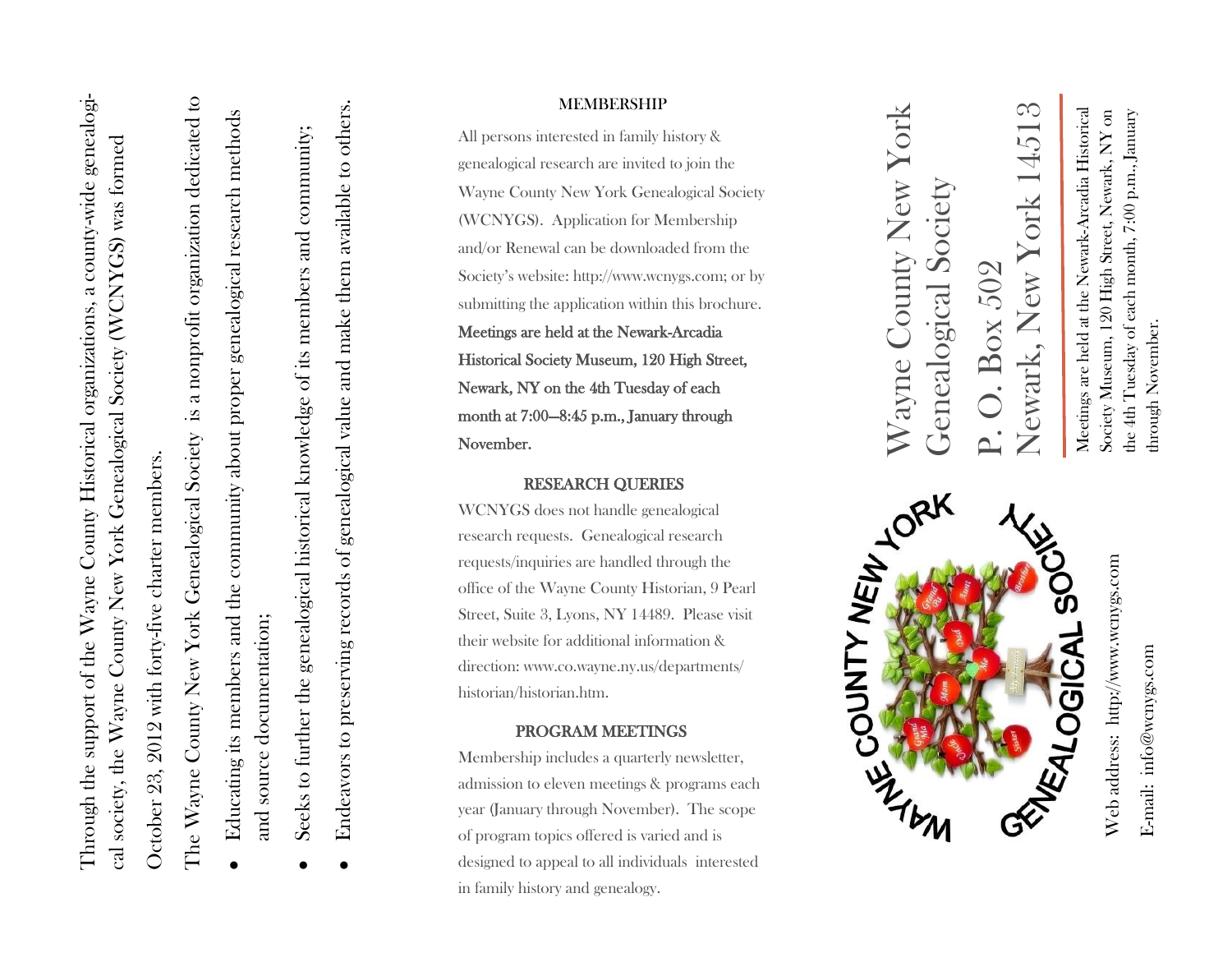Through the support of the Wayne County Historical organizations, a county-wide genealogical society, the Wayne County New York Genealogical Society (WCNYGS) was formed October 23, 2012 with forty-five charter members.

The Wayne County New York Genealogical Society is a nonprofit organization dedicated to

- Educating its members and the community about proper genealogical research methods and source documentation;
- Seeks to further the genealogical historical knowledge of its members and community;
- Endeavors to preserving records of genealogical value and make them available to others.

## MEMBERSHIP

All persons interested in family history & genealogical research are invited to join the Wayne County New York Genealogical Society (WCNYGS). Application for Membership and/or Renewal can be downloaded from the Society's website: http://www.wcnygs.com; or by submitting the application within this brochure.

**Meetings are held at the Newark-Arcadia Historical Society Museum, 120 High Street, Newark, NY on the 4th Tuesday of each month at 7:00—8:45 p.m., January through November.**

## RESEARCH QUERIES

WCNYGS does not handle genealogical research requests. Genealogical research requests/inquiries are handled through the office of the Wayne County Historian, 9 Pearl Street, Suite 3, Lyons, NY 14489. Please visit their website for additional information & direction: www.co.wayne.ny.us/departments/historian/historian.htm.

## PROGRAM MEETINGS

Membership includes a quarterly newsletter, admission to eleven meetings & programs each year (January through November). The scope of program topics offered is varied and is designed to appeal to all individuals interested in family history and genealogy.

# Wayne County New York Genealogical Society

# P. O. Box 502
# Newark, New York 14513

Meetings are held at the Newark-Arcadia Historical Society Museum, 120 High Street, Newark, NY on the 4th Tuesday of each month, 7:00 p.m., January through November.

WAYNE COUNTY NEW YORK GENEALOGICAL SOCIETY

Web address: http://www.wcnygs.com

E-mail: info@wcnygs.com